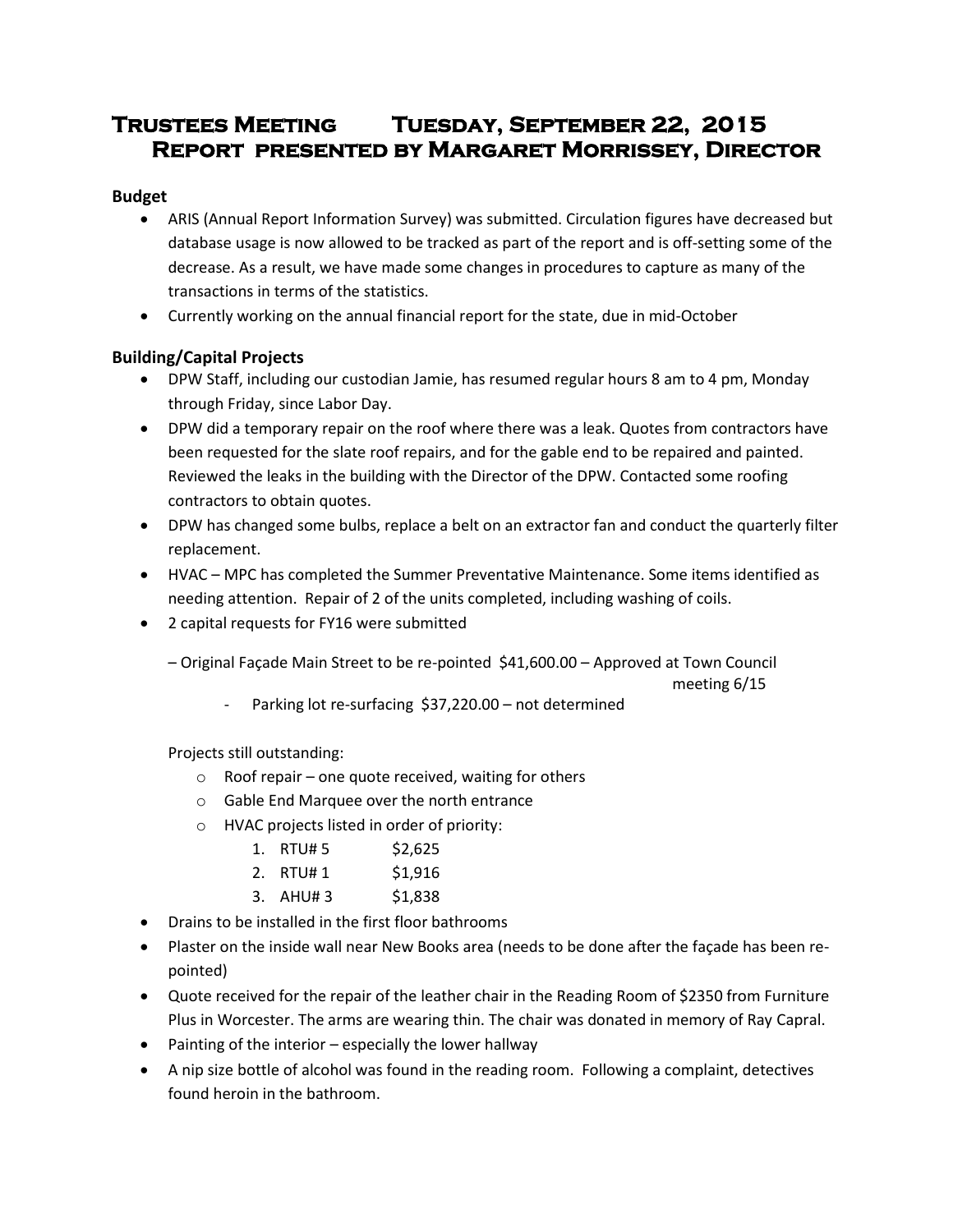# Trustees Meeting Tuesday, September 22, 2015
# Report presented by Margaret Morrissey, Director

**Budget**

- ARIS (Annual Report Information Survey) was submitted. Circulation figures have decreased but database usage is now allowed to be tracked as part of the report and is off-setting some of the decrease. As a result, we have made some changes in procedures to capture as many of the transactions in terms of the statistics.
- Currently working on the annual financial report for the state, due in mid-October

**Building/Capital Projects**

- DPW Staff, including our custodian Jamie, has resumed regular hours 8 am to 4 pm, Monday through Friday, since Labor Day.
- DPW did a temporary repair on the roof where there was a leak. Quotes from contractors have been requested for the slate roof repairs, and for the gable end to be repaired and painted. Reviewed the leaks in the building with the Director of the DPW. Contacted some roofing contractors to obtain quotes.
- DPW has changed some bulbs, replace a belt on an extractor fan and conduct the quarterly filter replacement.
- HVAC – MPC has completed the Summer Preventative Maintenance. Some items identified as needing attention. Repair of 2 of the units completed, including washing of coils.
- 2 capital requests for FY16 were submitted

  – Original Façade Main Street to be re-pointed $41,600.00 – Approved at Town Council meeting 6/15

  - Parking lot re-surfacing $37,220.00 – not determined

  Projects still outstanding:

  - Roof repair – one quote received, waiting for others
  - Gable End Marquee over the north entrance
  - HVAC projects listed in order of priority:
    1. RTU# 5 $2,625
    2. RTU# 1 $1,916
    3. AHU# 3 $1,838

- Drains to be installed in the first floor bathrooms
- Plaster on the inside wall near New Books area (needs to be done after the façade has been re-pointed)
- Quote received for the repair of the leather chair in the Reading Room of $2350 from Furniture Plus in Worcester. The arms are wearing thin. The chair was donated in memory of Ray Capral.
- Painting of the interior – especially the lower hallway
- A nip size bottle of alcohol was found in the reading room. Following a complaint, detectives found heroin in the bathroom.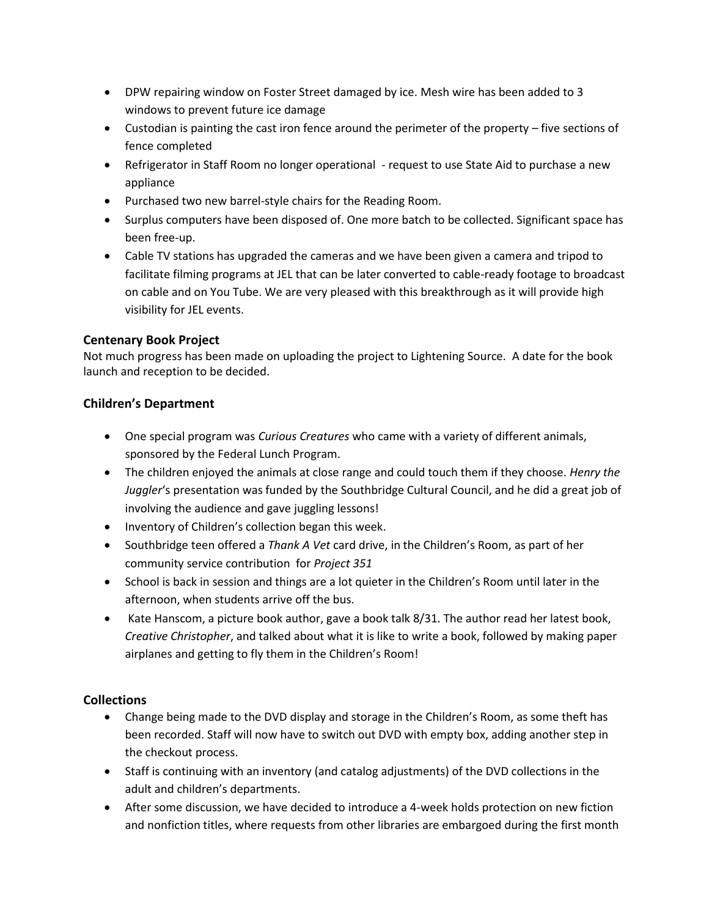- DPW repairing window on Foster Street damaged by ice. Mesh wire has been added to 3 windows to prevent future ice damage
- Custodian is painting the cast iron fence around the perimeter of the property – five sections of fence completed
- Refrigerator in Staff Room no longer operational - request to use State Aid to purchase a new appliance
- Purchased two new barrel-style chairs for the Reading Room.
- Surplus computers have been disposed of. One more batch to be collected. Significant space has been free-up.
- Cable TV stations has upgraded the cameras and we have been given a camera and tripod to facilitate filming programs at JEL that can be later converted to cable-ready footage to broadcast on cable and on You Tube. We are very pleased with this breakthrough as it will provide high visibility for JEL events.

### Centenary Book Project

Not much progress has been made on uploading the project to Lightening Source. A date for the book launch and reception to be decided.

### Children's Department

- One special program was *Curious Creatures* who came with a variety of different animals, sponsored by the Federal Lunch Program.
- The children enjoyed the animals at close range and could touch them if they choose. *Henry the Juggler*'s presentation was funded by the Southbridge Cultural Council, and he did a great job of involving the audience and gave juggling lessons!
- Inventory of Children's collection began this week.
- Southbridge teen offered a *Thank A Vet* card drive, in the Children's Room, as part of her community service contribution for *Project 351*
- School is back in session and things are a lot quieter in the Children's Room until later in the afternoon, when students arrive off the bus.
- Kate Hanscom, a picture book author, gave a book talk 8/31. The author read her latest book, *Creative Christopher*, and talked about what it is like to write a book, followed by making paper airplanes and getting to fly them in the Children's Room!

### Collections

- Change being made to the DVD display and storage in the Children's Room, as some theft has been recorded. Staff will now have to switch out DVD with empty box, adding another step in the checkout process.
- Staff is continuing with an inventory (and catalog adjustments) of the DVD collections in the adult and children's departments.
- After some discussion, we have decided to introduce a 4-week holds protection on new fiction and nonfiction titles, where requests from other libraries are embargoed during the first month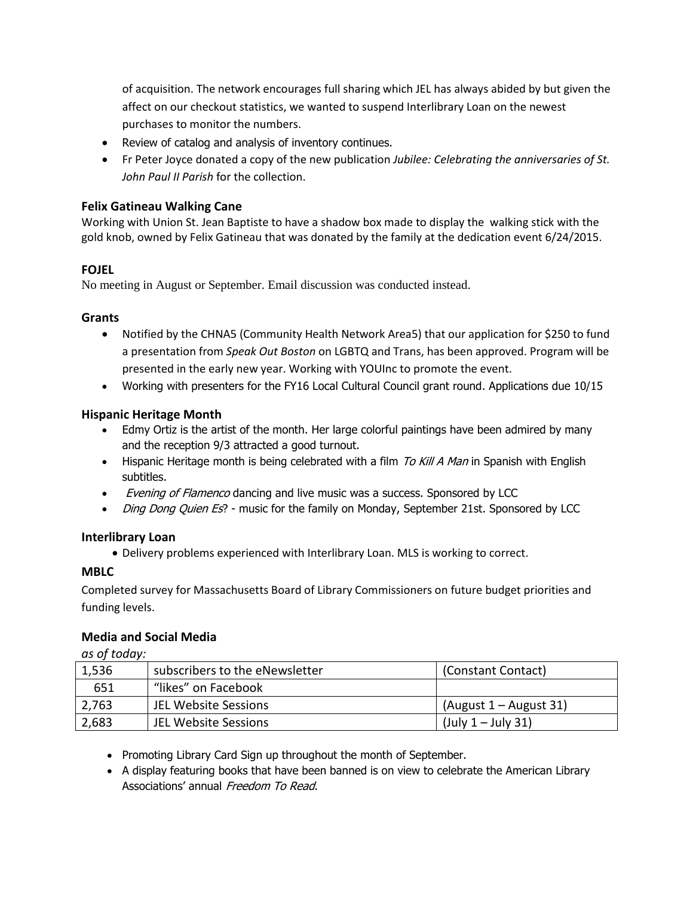of acquisition. The network encourages full sharing which JEL has always abided by but given the affect on our checkout statistics, we wanted to suspend Interlibrary Loan on the newest purchases to monitor the numbers.

- Review of catalog and analysis of inventory continues.
- Fr Peter Joyce donated a copy of the new publication *Jubilee: Celebrating the anniversaries of St. John Paul II Parish* for the collection.

### Felix Gatineau Walking Cane

Working with Union St. Jean Baptiste to have a shadow box made to display the walking stick with the gold knob, owned by Felix Gatineau that was donated by the family at the dedication event 6/24/2015.

### FOJEL

No meeting in August or September. Email discussion was conducted instead.

### Grants

- Notified by the CHNA5 (Community Health Network Area5) that our application for $250 to fund a presentation from *Speak Out Boston* on LGBTQ and Trans, has been approved. Program will be presented in the early new year. Working with YOUInc to promote the event.
- Working with presenters for the FY16 Local Cultural Council grant round. Applications due 10/15

### Hispanic Heritage Month

- Edmy Ortiz is the artist of the month. Her large colorful paintings have been admired by many and the reception 9/3 attracted a good turnout.
- Hispanic Heritage month is being celebrated with a film *To Kill A Man* in Spanish with English subtitles.
- *Evening of Flamenco* dancing and live music was a success. Sponsored by LCC
- *Ding Dong Quien Es*? - music for the family on Monday, September 21st. Sponsored by LCC

### Interlibrary Loan

- Delivery problems experienced with Interlibrary Loan. MLS is working to correct.

### MBLC

Completed survey for Massachusetts Board of Library Commissioners on future budget priorities and funding levels.

### Media and Social Media

*as of today:*

| | | |
|---|---|---|
| 1,536 | subscribers to the eNewsletter | (Constant Contact) |
| 651 | "likes" on Facebook | |
| 2,763 | JEL Website Sessions | (August 1 – August 31) |
| 2,683 | JEL Website Sessions | (July 1 – July 31) |

- Promoting Library Card Sign up throughout the month of September.
- A display featuring books that have been banned is on view to celebrate the American Library Associations' annual *Freedom To Read*.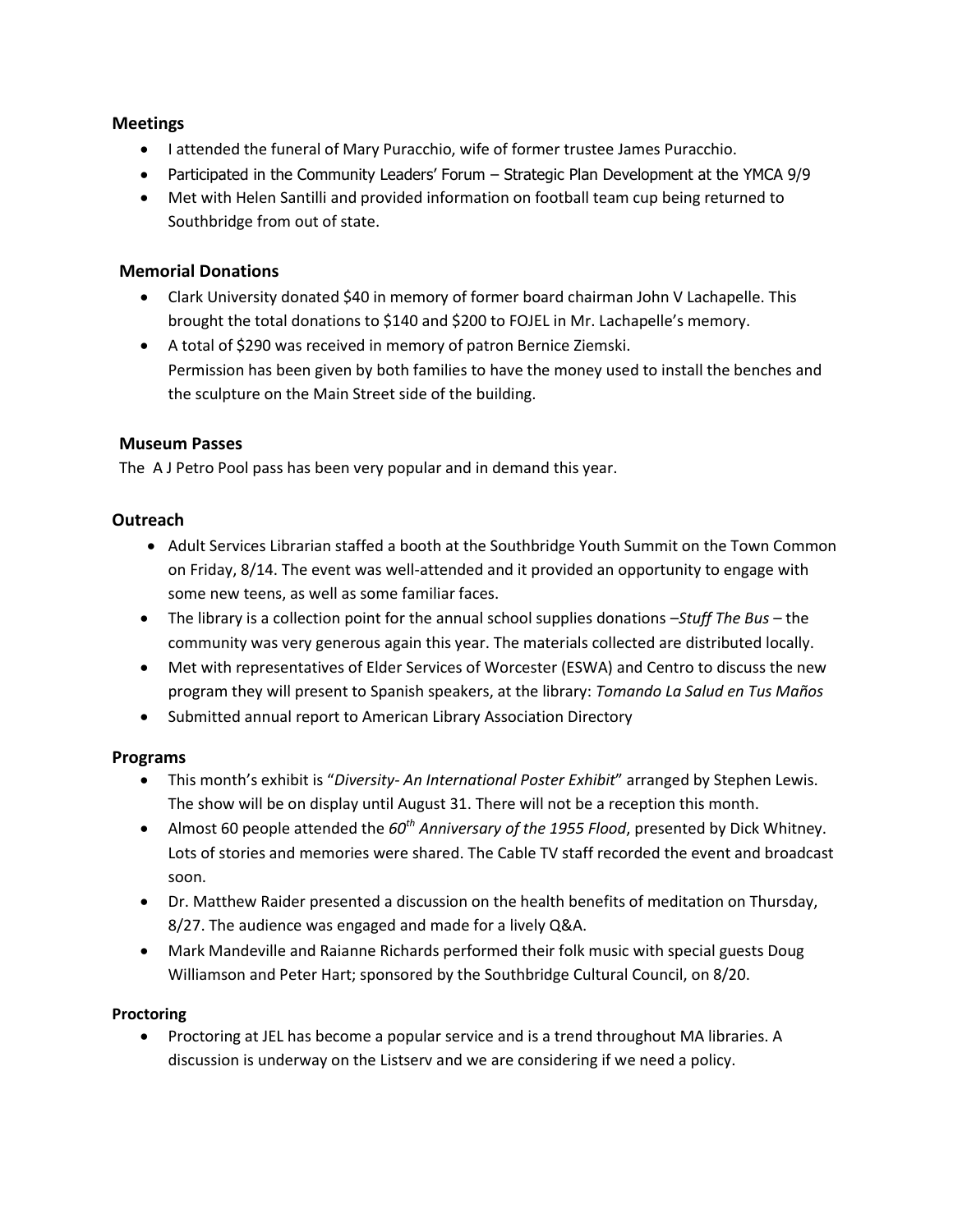## Meetings

- I attended the funeral of Mary Puracchio, wife of former trustee James Puracchio.
- Participated in the Community Leaders' Forum – Strategic Plan Development at the YMCA 9/9
- Met with Helen Santilli and provided information on football team cup being returned to Southbridge from out of state.

## Memorial Donations

- Clark University donated $40 in memory of former board chairman John V Lachapelle. This brought the total donations to $140 and $200 to FOJEL in Mr. Lachapelle's memory.
- A total of $290 was received in memory of patron Bernice Ziemski.
  Permission has been given by both families to have the money used to install the benches and the sculpture on the Main Street side of the building.

## Museum Passes

The A J Petro Pool pass has been very popular and in demand this year.

## Outreach

- Adult Services Librarian staffed a booth at the Southbridge Youth Summit on the Town Common on Friday, 8/14. The event was well-attended and it provided an opportunity to engage with some new teens, as well as some familiar faces.
- The library is a collection point for the annual school supplies donations –*Stuff The Bus* – the community was very generous again this year. The materials collected are distributed locally.
- Met with representatives of Elder Services of Worcester (ESWA) and Centro to discuss the new program they will present to Spanish speakers, at the library: *Tomando La Salud en Tus Maños*
- Submitted annual report to American Library Association Directory

## Programs

- This month's exhibit is "*Diversity- An International Poster Exhibit*" arranged by Stephen Lewis. The show will be on display until August 31. There will not be a reception this month.
- Almost 60 people attended the *60th Anniversary of the 1955 Flood*, presented by Dick Whitney. Lots of stories and memories were shared. The Cable TV staff recorded the event and broadcast soon.
- Dr. Matthew Raider presented a discussion on the health benefits of meditation on Thursday, 8/27. The audience was engaged and made for a lively Q&A.
- Mark Mandeville and Raianne Richards performed their folk music with special guests Doug Williamson and Peter Hart; sponsored by the Southbridge Cultural Council, on 8/20.

## Proctoring

- Proctoring at JEL has become a popular service and is a trend throughout MA libraries. A discussion is underway on the Listserv and we are considering if we need a policy.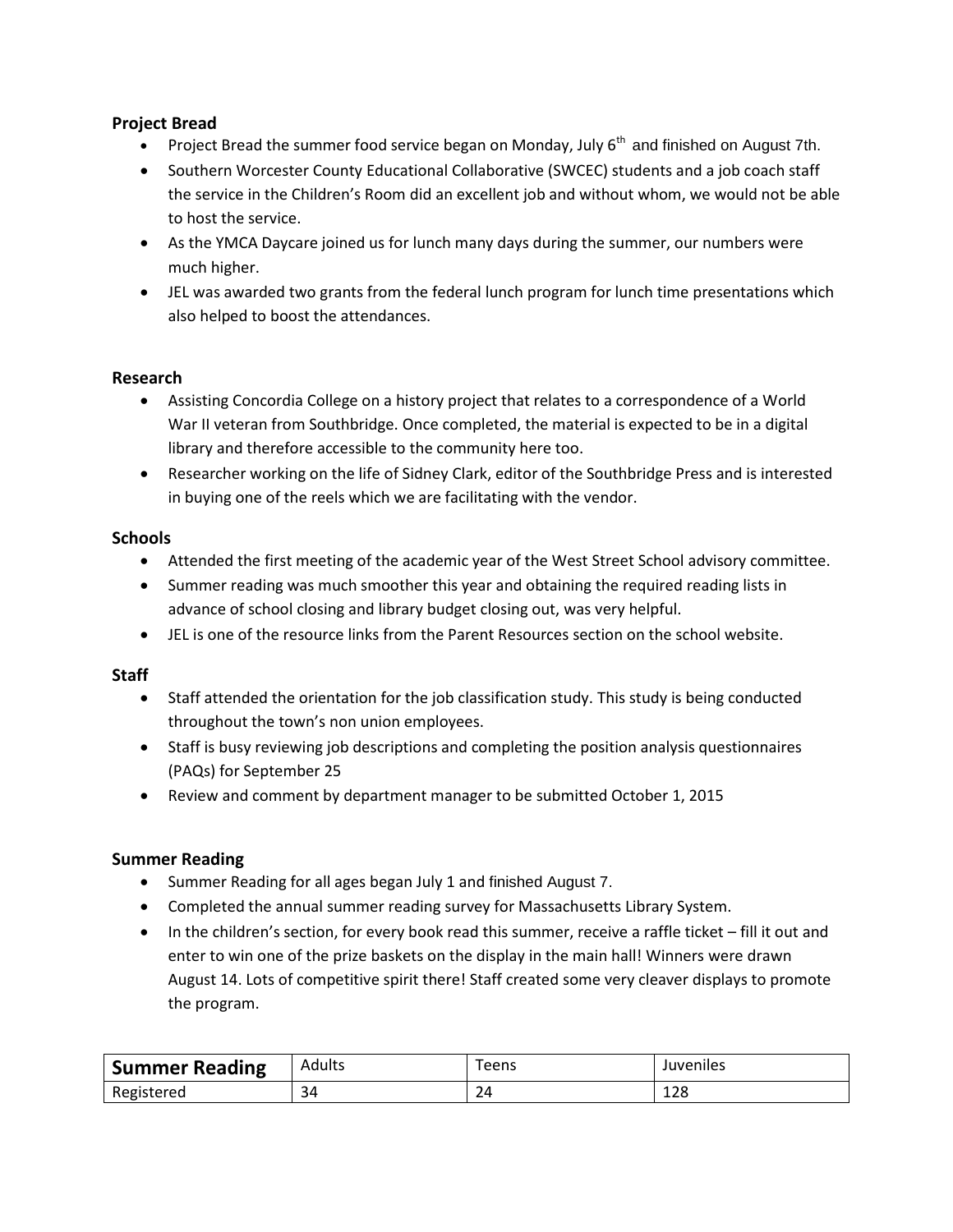**Project Bread**

- Project Bread the summer food service began on Monday, July 6th and finished on August 7th.
- Southern Worcester County Educational Collaborative (SWCEC) students and a job coach staff the service in the Children's Room did an excellent job and without whom, we would not be able to host the service.
- As the YMCA Daycare joined us for lunch many days during the summer, our numbers were much higher.
- JEL was awarded two grants from the federal lunch program for lunch time presentations which also helped to boost the attendances.

**Research**

- Assisting Concordia College on a history project that relates to a correspondence of a World War II veteran from Southbridge. Once completed, the material is expected to be in a digital library and therefore accessible to the community here too.
- Researcher working on the life of Sidney Clark, editor of the Southbridge Press and is interested in buying one of the reels which we are facilitating with the vendor.

**Schools**

- Attended the first meeting of the academic year of the West Street School advisory committee.
- Summer reading was much smoother this year and obtaining the required reading lists in advance of school closing and library budget closing out, was very helpful.
- JEL is one of the resource links from the Parent Resources section on the school website.

**Staff**

- Staff attended the orientation for the job classification study. This study is being conducted throughout the town's non union employees.
- Staff is busy reviewing job descriptions and completing the position analysis questionnaires (PAQs) for September 25
- Review and comment by department manager to be submitted October 1, 2015

**Summer Reading**

- Summer Reading for all ages began July 1 and finished August 7.
- Completed the annual summer reading survey for Massachusetts Library System.
- In the children's section, for every book read this summer, receive a raffle ticket – fill it out and enter to win one of the prize baskets on the display in the main hall! Winners were drawn August 14. Lots of competitive spirit there! Staff created some very cleaver displays to promote the program.

| **Summer Reading** | Adults | Teens | Juveniles |
|---|---|---|---|
| Registered | 34 | 24 | 128 |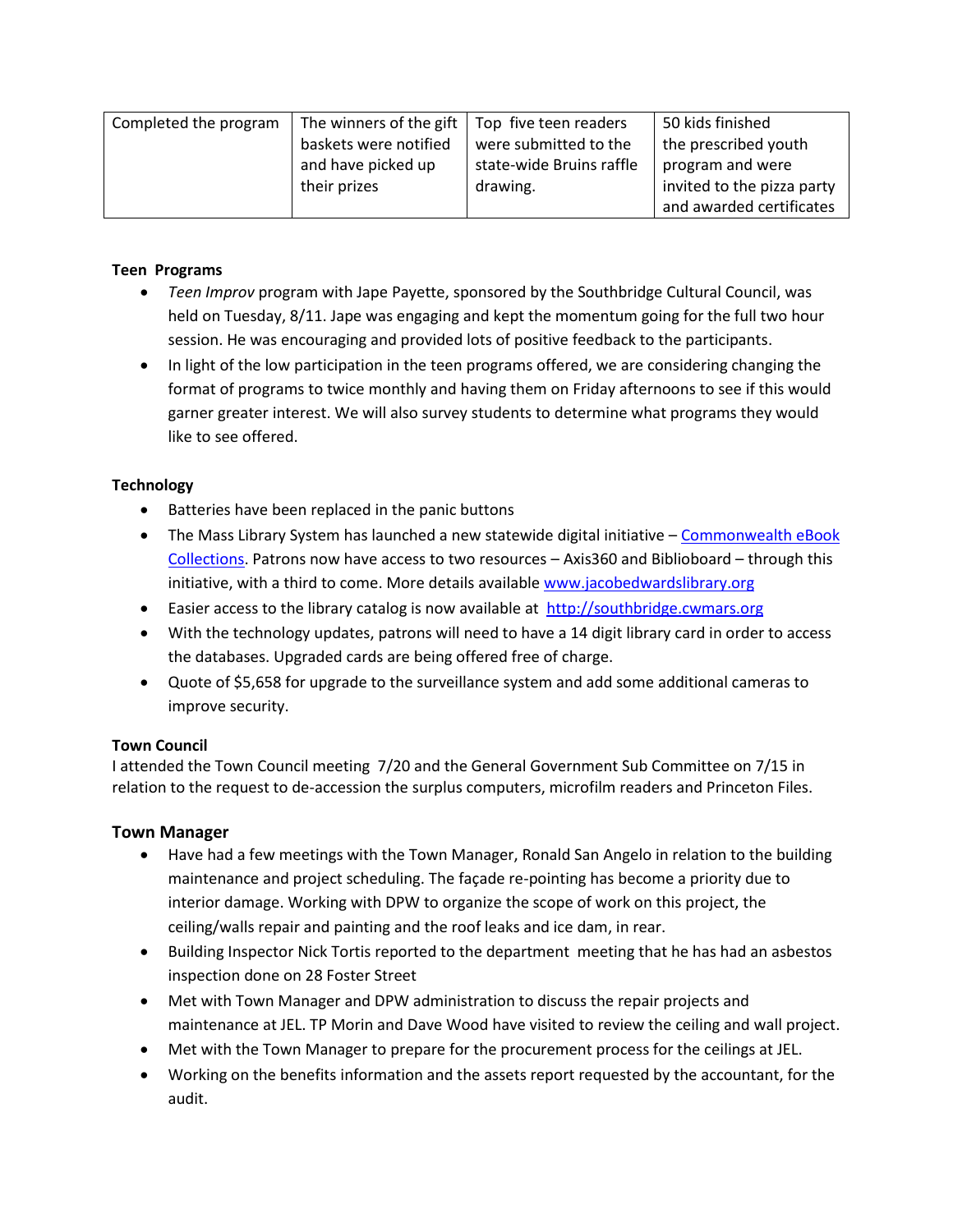| Completed the program | The winners of the gift baskets were notified and have picked up their prizes | Top five teen readers were submitted to the state-wide Bruins raffle drawing. | 50 kids finished the prescribed youth program and were invited to the pizza party and awarded certificates |
|---|---|---|---|

**Teen Programs**

- *Teen Improv* program with Jape Payette, sponsored by the Southbridge Cultural Council, was held on Tuesday, 8/11. Jape was engaging and kept the momentum going for the full two hour session. He was encouraging and provided lots of positive feedback to the participants.
- In light of the low participation in the teen programs offered, we are considering changing the format of programs to twice monthly and having them on Friday afternoons to see if this would garner greater interest. We will also survey students to determine what programs they would like to see offered.

**Technology**

- Batteries have been replaced in the panic buttons
- The Mass Library System has launched a new statewide digital initiative – Commonwealth eBook Collections. Patrons now have access to two resources – Axis360 and Biblioboard – through this initiative, with a third to come. More details available www.jacobedwardslibrary.org
- Easier access to the library catalog is now available at http://southbridge.cwmars.org
- With the technology updates, patrons will need to have a 14 digit library card in order to access the databases. Upgraded cards are being offered free of charge.
- Quote of $5,658 for upgrade to the surveillance system and add some additional cameras to improve security.

**Town Council**

I attended the Town Council meeting 7/20 and the General Government Sub Committee on 7/15 in relation to the request to de-accession the surplus computers, microfilm readers and Princeton Files.

## Town Manager

- Have had a few meetings with the Town Manager, Ronald San Angelo in relation to the building maintenance and project scheduling. The façade re-pointing has become a priority due to interior damage. Working with DPW to organize the scope of work on this project, the ceiling/walls repair and painting and the roof leaks and ice dam, in rear.
- Building Inspector Nick Tortis reported to the department meeting that he has had an asbestos inspection done on 28 Foster Street
- Met with Town Manager and DPW administration to discuss the repair projects and maintenance at JEL. TP Morin and Dave Wood have visited to review the ceiling and wall project.
- Met with the Town Manager to prepare for the procurement process for the ceilings at JEL.
- Working on the benefits information and the assets report requested by the accountant, for the audit.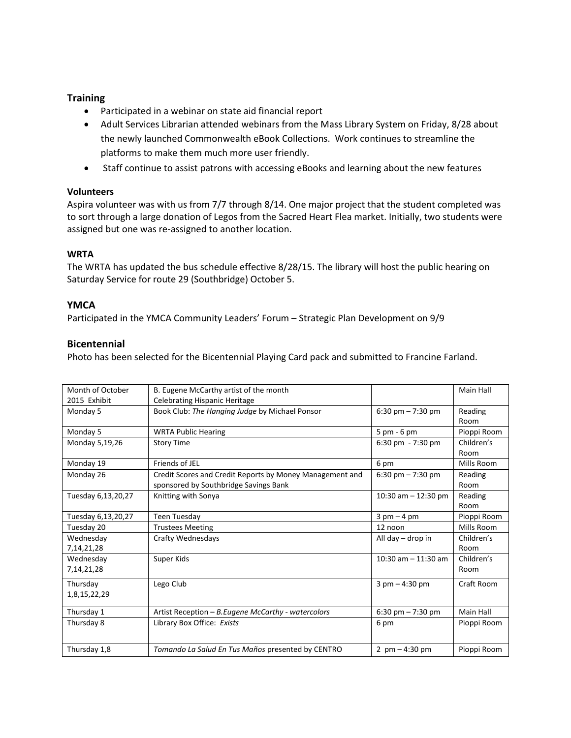## Training

- Participated in a webinar on state aid financial report
- Adult Services Librarian attended webinars from the Mass Library System on Friday, 8/28 about the newly launched Commonwealth eBook Collections. Work continues to streamline the platforms to make them much more user friendly.
- Staff continue to assist patrons with accessing eBooks and learning about the new features

### Volunteers

Aspira volunteer was with us from 7/7 through 8/14. One major project that the student completed was to sort through a large donation of Legos from the Sacred Heart Flea market. Initially, two students were assigned but one was re-assigned to another location.

### WRTA

The WRTA has updated the bus schedule effective 8/28/15. The library will host the public hearing on Saturday Service for route 29 (Southbridge) October 5.

## YMCA

Participated in the YMCA Community Leaders' Forum – Strategic Plan Development on 9/9

## Bicentennial

Photo has been selected for the Bicentennial Playing Card pack and submitted to Francine Farland.

| Month of October 2015 Exhibit | B. Eugene McCarthy artist of the month Celebrating Hispanic Heritage | | Main Hall |
|---|---|---|---|
| Monday 5 | Book Club: *The Hanging Judge* by Michael Ponsor | 6:30 pm – 7:30 pm | Reading Room |
| Monday 5 | WRTA Public Hearing | 5 pm - 6 pm | Pioppi Room |
| Monday 5,19,26 | Story Time | 6:30 pm - 7:30 pm | Children's Room |
| Monday 19 | Friends of JEL | 6 pm | Mills Room |
| Monday 26 | Credit Scores and Credit Reports by Money Management and sponsored by Southbridge Savings Bank | 6:30 pm – 7:30 pm | Reading Room |
| Tuesday 6,13,20,27 | Knitting with Sonya | 10:30 am – 12:30 pm | Reading Room |
| Tuesday 6,13,20,27 | Teen Tuesday | 3 pm – 4 pm | Pioppi Room |
| Tuesday 20 | Trustees Meeting | 12 noon | Mills Room |
| Wednesday 7,14,21,28 | Crafty Wednesdays | All day – drop in | Children's Room |
| Wednesday 7,14,21,28 | Super Kids | 10:30 am – 11:30 am | Children's Room |
| Thursday 1,8,15,22,29 | Lego Club | 3 pm – 4:30 pm | Craft Room |
| Thursday 1 | Artist Reception – *B.Eugene McCarthy - watercolors* | 6:30 pm – 7:30 pm | Main Hall |
| Thursday 8 | Library Box Office: *Exists* | 6 pm | Pioppi Room |
| Thursday 1,8 | *Tomando La Salud En Tus Maños* presented by CENTRO | 2 pm – 4:30 pm | Pioppi Room |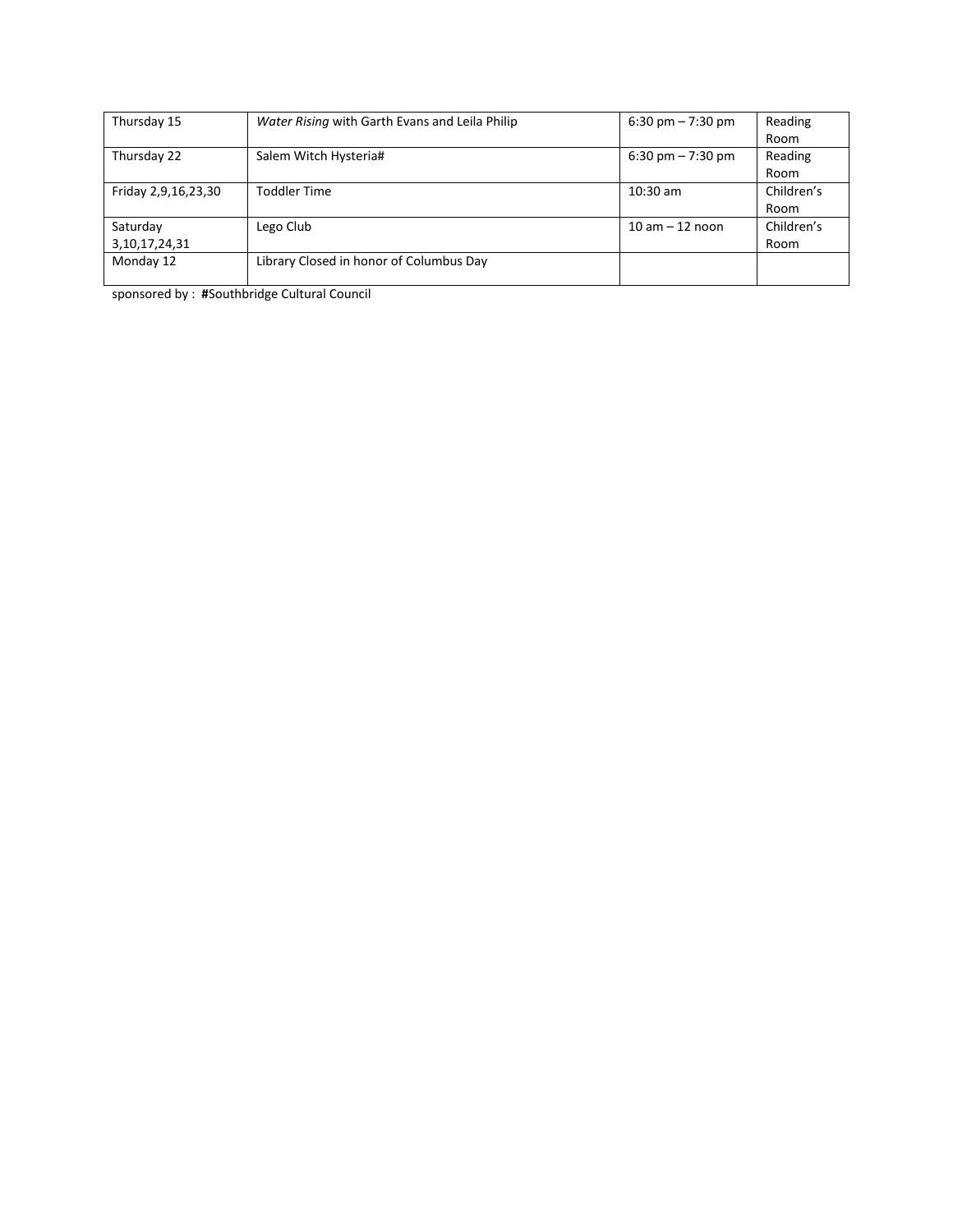| | | | |
|---|---|---|---|
| Thursday 15 | *Water Rising* with Garth Evans and Leila Philip | 6:30 pm – 7:30 pm | Reading Room |
| Thursday 22 | Salem Witch Hysteria# | 6:30 pm – 7:30 pm | Reading Room |
| Friday 2,9,16,23,30 | Toddler Time | 10:30 am | Children's Room |
| Saturday 3,10,17,24,31 | Lego Club | 10 am – 12 noon | Children's Room |
| Monday 12 | Library Closed in honor of Columbus Day | | |

sponsored by : **#**Southbridge Cultural Council